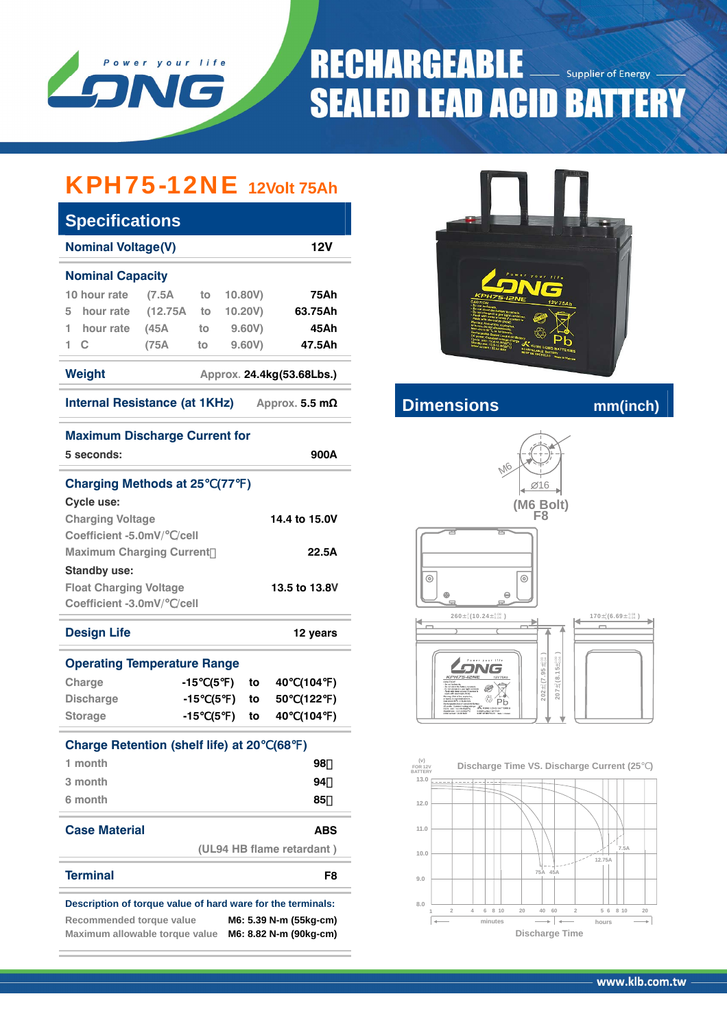# RECHARGEABLE SEALED LEAD ACID BATTERY

Supplier of Energy

Power your life

## KPH75-12NE 12Volt 75Ah

## Specifications

| Item | Value |
|---|---|
| **Nominal Voltage(V)** | 12V |

**Nominal Capacity**

| Rate | Condition | Capacity |
|---|---|---|
| 10 hour rate | (7.5A to 10.80V) | 75Ah |
| 5 hour rate | (12.75A to 10.20V) | 63.75Ah |
| 1 hour rate | (45A to 9.60V) | 45Ah |
| 1 C | (75A to 9.60V) | 47.5Ah |

**Weight** Approx. 24.4kg(53.68Lbs.)

**Internal Resistance (at 1KHz)** Approx. 5.5 mΩ

**Maximum Discharge Current for 5 seconds:** 900A

**Charging Methods at 25℃(77℉)**

Cycle use:

| Parameter | Value |
|---|---|
| Charging Voltage | 14.4 to 15.0V |
| Coefficient -5.0mV/℃/cell | |
| Maximum Charging Current | 22.5A |

Standby use:

| Parameter | Value |
|---|---|
| Float Charging Voltage | 13.5 to 13.8V |
| Coefficient -3.0mV/℃/cell | |

**Design Life** 12 years

**Operating Temperature Range**

| Use | From | | To |
|---|---|---|---|
| Charge | -15℃(5℉) | to | 40℃(104℉) |
| Discharge | -15℃(5℉) | to | 50℃(122℉) |
| Storage | -15℃(5℉) | to | 40℃(104℉) |

**Charge Retention (shelf life) at 20℃(68℉)**

| Period | Retention |
|---|---|
| 1 month | 98% |
| 3 month | 94% |
| 6 month | 85% |

**Case Material** ABS (UL94 HB flame retardant )

**Terminal** F8

**Description of torque value of hard ware for the terminals:**

| | |
|---|---|
| Recommended torque value | M6: 5.39 N-m (55kg-cm) |
| Maximum allowable torque value | M6: 8.82 N-m (90kg-cm) |

## Dimensions mm(inch)

M6, Ø16 (M6 Bolt) F8

260±2(10.24±0.08) ; 170±2(6.69±0.08) ; 202±2(7.95±0.08) ; 207±2(8.15±0.08)

**Discharge Time VS. Discharge Current (25℃)**

(V) FOR 12V BATTERY — curves: 75A, 45A, 12.75A, 7.5A

Discharge Time (minutes / hours)

www.klb.com.tw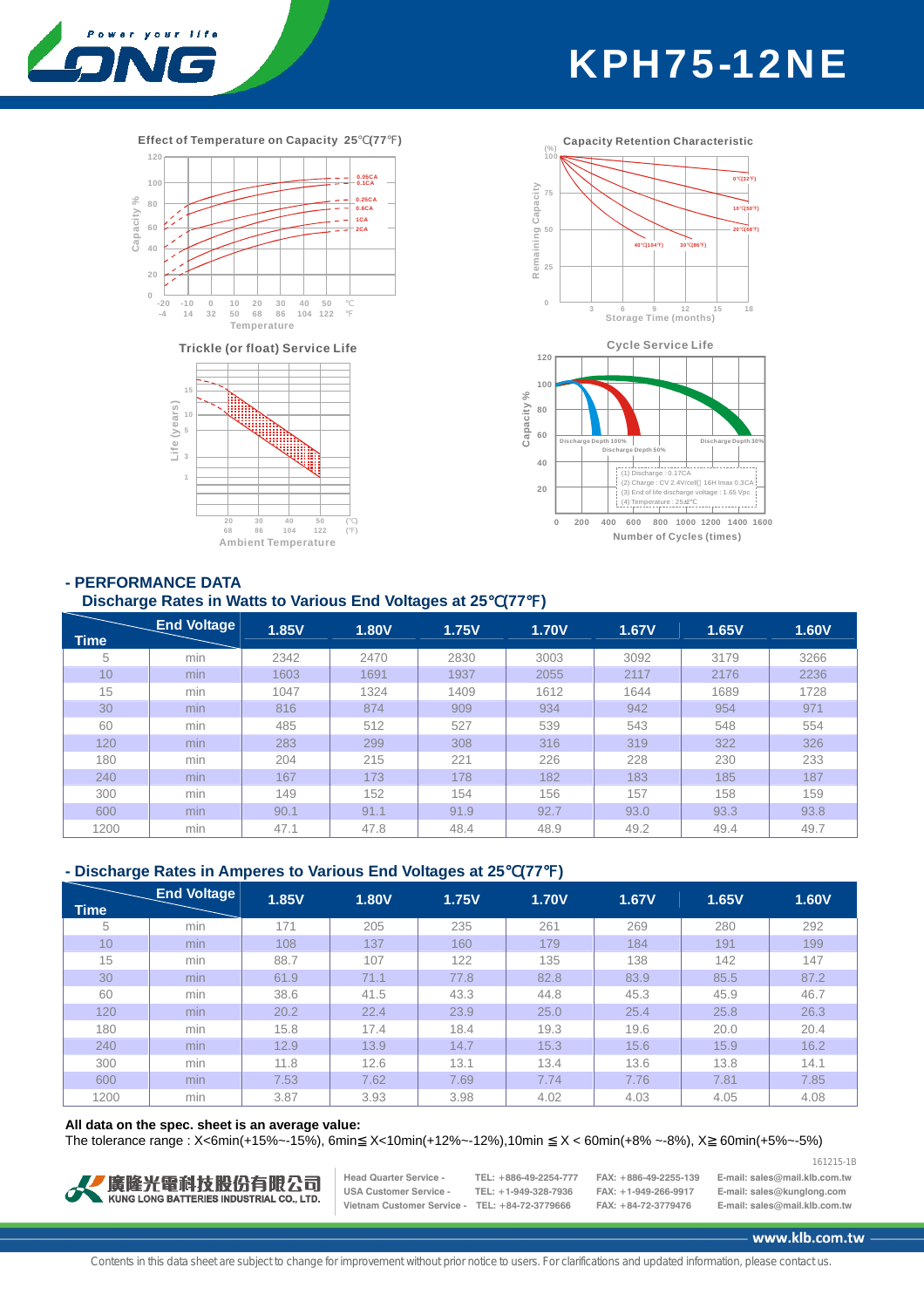# KPH75-12NE

Power your life

LONG

Effect of Temperature on Capacity 25℃(77℉)

120
100
80
60
40
20
0

Capacity %

0.05CA
0.1CA
0.25CA
0.6CA
1CA
2CA

-20 -10 0 10 20 30 40 50 ℃
-4 14 32 50 68 86 104 122 ℉
Temperature

Capacity Retention Characteristic

(%)
100
75
50
25
0

Remaining Capacity

0℃(32℉)
10℃(50℉)
20℃(68℉)
40℃(104℉)
30℃(86℉)

3 6 9 12 15 18
Storage Time (months)

Trickle (or float) Service Life

15
10
5
3
1

Life (years)

20 30 40 50 (℃)
68 86 104 122 (℉)
Ambient Temperature

Cycle Service Life

120
100
80
60
40
20

Capacity %

Discharge Depth 100%
Discharge Depth 50%
Discharge Depth 30%

(1) Discharge : 0.17CA
(2) Charge : CV 2.4V/cell[] 16H Imax 0.3CA
(3) End of life discharge voltage : 1.65 Vpc
(4) Temperature : 25±2℃

0 200 400 600 800 1000 1200 1400 1600
Number of Cycles (times)

## - PERFORMANCE DATA

### Discharge Rates in Watts to Various End Voltages at 25℃(77℉)

| Time | End Voltage | 1.85V | 1.80V | 1.75V | 1.70V | 1.67V | 1.65V | 1.60V |
|---|---|---|---|---|---|---|---|---|
| 5 | min | 2342 | 2470 | 2830 | 3003 | 3092 | 3179 | 3266 |
| 10 | min | 1603 | 1691 | 1937 | 2055 | 2117 | 2176 | 2236 |
| 15 | min | 1047 | 1324 | 1409 | 1612 | 1644 | 1689 | 1728 |
| 30 | min | 816 | 874 | 909 | 934 | 942 | 954 | 971 |
| 60 | min | 485 | 512 | 527 | 539 | 543 | 548 | 554 |
| 120 | min | 283 | 299 | 308 | 316 | 319 | 322 | 326 |
| 180 | min | 204 | 215 | 221 | 226 | 228 | 230 | 233 |
| 240 | min | 167 | 173 | 178 | 182 | 183 | 185 | 187 |
| 300 | min | 149 | 152 | 154 | 156 | 157 | 158 | 159 |
| 600 | min | 90.1 | 91.1 | 91.9 | 92.7 | 93.0 | 93.3 | 93.8 |
| 1200 | min | 47.1 | 47.8 | 48.4 | 48.9 | 49.2 | 49.4 | 49.7 |

### - Discharge Rates in Amperes to Various End Voltages at 25℃(77℉)

| Time | End Voltage | 1.85V | 1.80V | 1.75V | 1.70V | 1.67V | 1.65V | 1.60V |
|---|---|---|---|---|---|---|---|---|
| 5 | min | 171 | 205 | 235 | 261 | 269 | 280 | 292 |
| 10 | min | 108 | 137 | 160 | 179 | 184 | 191 | 199 |
| 15 | min | 88.7 | 107 | 122 | 135 | 138 | 142 | 147 |
| 30 | min | 61.9 | 71.1 | 77.8 | 82.8 | 83.9 | 85.5 | 87.2 |
| 60 | min | 38.6 | 41.5 | 43.3 | 44.8 | 45.3 | 45.9 | 46.7 |
| 120 | min | 20.2 | 22.4 | 23.9 | 25.0 | 25.4 | 25.8 | 26.3 |
| 180 | min | 15.8 | 17.4 | 18.4 | 19.3 | 19.6 | 20.0 | 20.4 |
| 240 | min | 12.9 | 13.9 | 14.7 | 15.3 | 15.6 | 15.9 | 16.2 |
| 300 | min | 11.8 | 12.6 | 13.1 | 13.4 | 13.6 | 13.8 | 14.1 |
| 600 | min | 7.53 | 7.62 | 7.69 | 7.74 | 7.76 | 7.81 | 7.85 |
| 1200 | min | 3.87 | 3.93 | 3.98 | 4.02 | 4.03 | 4.05 | 4.08 |

**All data on the spec. sheet is an average value:**

The tolerance range : X<6min(+15%~-15%), 6min≦X<10min(+12%~-12%),10min ≦X < 60min(+8% ~-8%), X≧60min(+5%~-5%)

161215-1B

廣隆光電科技股份有限公司
KUNG LONG BATTERIES INDUSTRIAL CO., LTD.

| | | | |
|---|---|---|---|
| Head Quarter Service - | TEL: +886-49-2254-777 | FAX: +886-49-2255-139 | E-mail: sales@mail.klb.com.tw |
| USA Customer Service - | TEL: +1-949-328-7936 | FAX: +1-949-266-9917 | E-mail: sales@kunglong.com |
| Vietnam Customer Service - | TEL: +84-72-3779666 | FAX: +84-72-3779476 | E-mail: sales@mail.klb.com.tw |

www.klb.com.tw

Contents in this data sheet are subject to change for improvement without prior notice to users. For clarifications and updated information, please contact us.